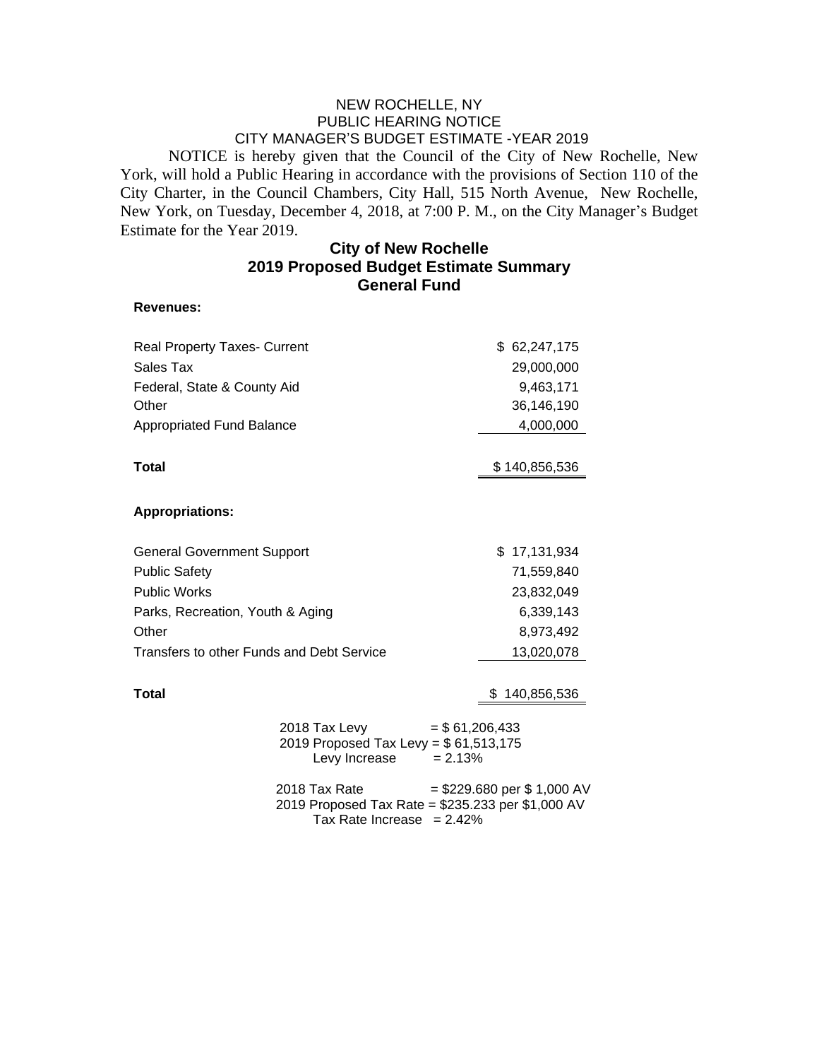NEW ROCHELLE, NY
PUBLIC HEARING NOTICE
CITY MANAGER'S BUDGET ESTIMATE -YEAR 2019

NOTICE is hereby given that the Council of the City of New Rochelle, New York, will hold a Public Hearing in accordance with the provisions of Section 110 of the City Charter, in the Council Chambers, City Hall, 515 North Avenue, New Rochelle, New York, on Tuesday, December 4, 2018, at 7:00 P. M., on the City Manager's Budget Estimate for the Year 2019.

## City of New Rochelle
## 2019 Proposed Budget Estimate Summary
## General Fund

| **Revenues:** | |
|---|---|
| Real Property Taxes- Current | $ 62,247,175 |
| Sales Tax | 29,000,000 |
| Federal, State & County Aid | 9,463,171 |
| Other | 36,146,190 |
| Appropriated Fund Balance | 4,000,000 |
| **Total** | $ 140,856,536 |

| **Appropriations:** | |
|---|---|
| General Government Support | $ 17,131,934 |
| Public Safety | 71,559,840 |
| Public Works | 23,832,049 |
| Parks, Recreation, Youth & Aging | 6,339,143 |
| Other | 8,973,492 |
| Transfers to other Funds and Debt Service | 13,020,078 |
| **Total** | $ 140,856,536 |

2018 Tax Levy = $ 61,206,433
2019 Proposed Tax Levy = $ 61,513,175
Levy Increase = 2.13%

2018 Tax Rate = $229.680 per $ 1,000 AV
2019 Proposed Tax Rate = $235.233 per $1,000 AV
Tax Rate Increase = 2.42%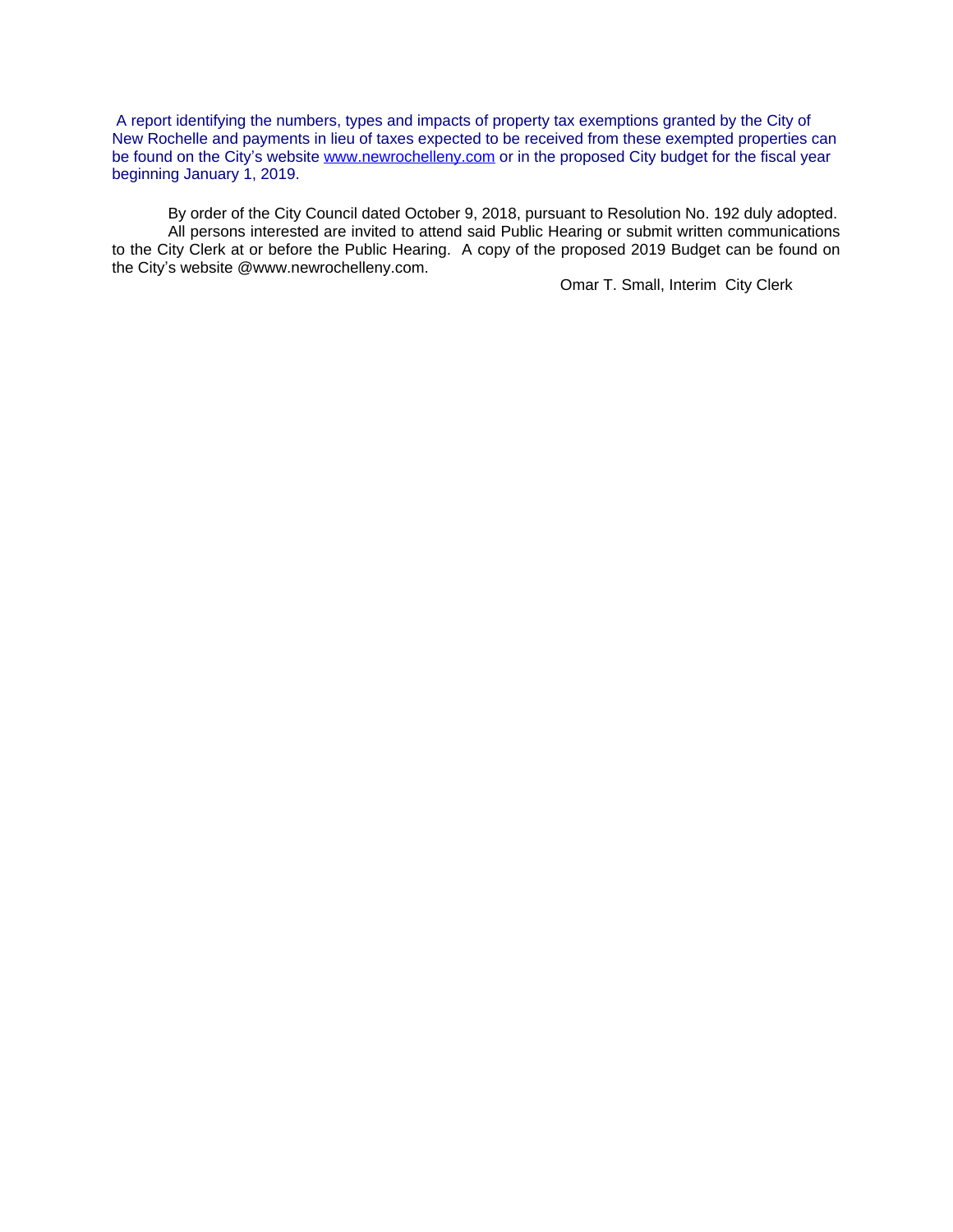A report identifying the numbers, types and impacts of property tax exemptions granted by the City of New Rochelle and payments in lieu of taxes expected to be received from these exempted properties can be found on the City's website [www.newrochelleny.com](http://www.newrochelleny.com) or in the proposed City budget for the fiscal year beginning January 1, 2019.

By order of the City Council dated October 9, 2018, pursuant to Resolution No. 192 duly adopted.

All persons interested are invited to attend said Public Hearing or submit written communications to the City Clerk at or before the Public Hearing. A copy of the proposed 2019 Budget can be found on the City's website @www.newrochelleny.com.

Omar T. Small, Interim City Clerk